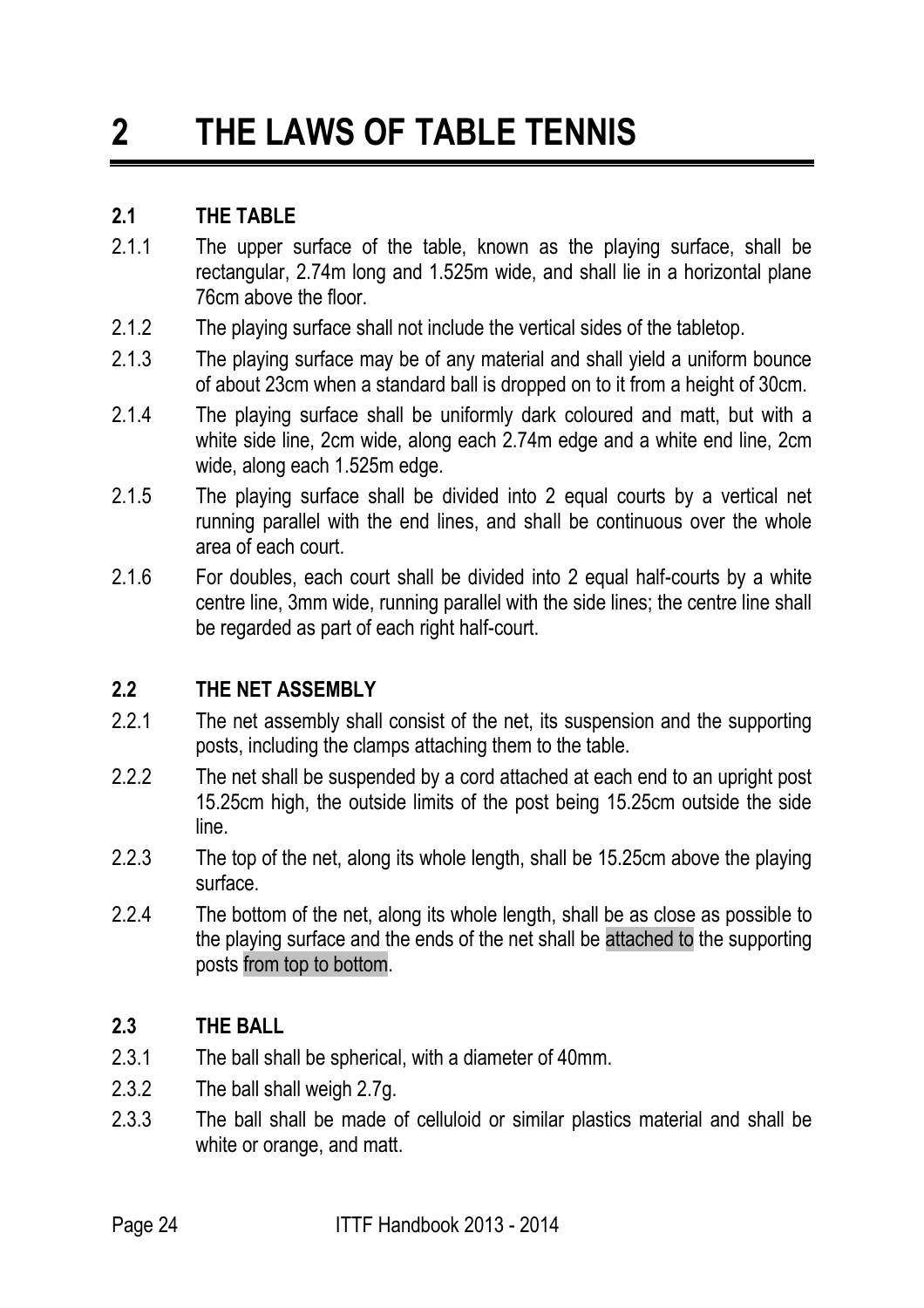# 2 THE LAWS OF TABLE TENNIS

## 2.1 THE TABLE

2.1.1 The upper surface of the table, known as the playing surface, shall be rectangular, 2.74m long and 1.525m wide, and shall lie in a horizontal plane 76cm above the floor.

2.1.2 The playing surface shall not include the vertical sides of the tabletop.

2.1.3 The playing surface may be of any material and shall yield a uniform bounce of about 23cm when a standard ball is dropped on to it from a height of 30cm.

2.1.4 The playing surface shall be uniformly dark coloured and matt, but with a white side line, 2cm wide, along each 2.74m edge and a white end line, 2cm wide, along each 1.525m edge.

2.1.5 The playing surface shall be divided into 2 equal courts by a vertical net running parallel with the end lines, and shall be continuous over the whole area of each court.

2.1.6 For doubles, each court shall be divided into 2 equal half-courts by a white centre line, 3mm wide, running parallel with the side lines; the centre line shall be regarded as part of each right half-court.

## 2.2 THE NET ASSEMBLY

2.2.1 The net assembly shall consist of the net, its suspension and the supporting posts, including the clamps attaching them to the table.

2.2.2 The net shall be suspended by a cord attached at each end to an upright post 15.25cm high, the outside limits of the post being 15.25cm outside the side line.

2.2.3 The top of the net, along its whole length, shall be 15.25cm above the playing surface.

2.2.4 The bottom of the net, along its whole length, shall be as close as possible to the playing surface and the ends of the net shall be attached to the supporting posts from top to bottom.

## 2.3 THE BALL

2.3.1 The ball shall be spherical, with a diameter of 40mm.

2.3.2 The ball shall weigh 2.7g.

2.3.3 The ball shall be made of celluloid or similar plastics material and shall be white or orange, and matt.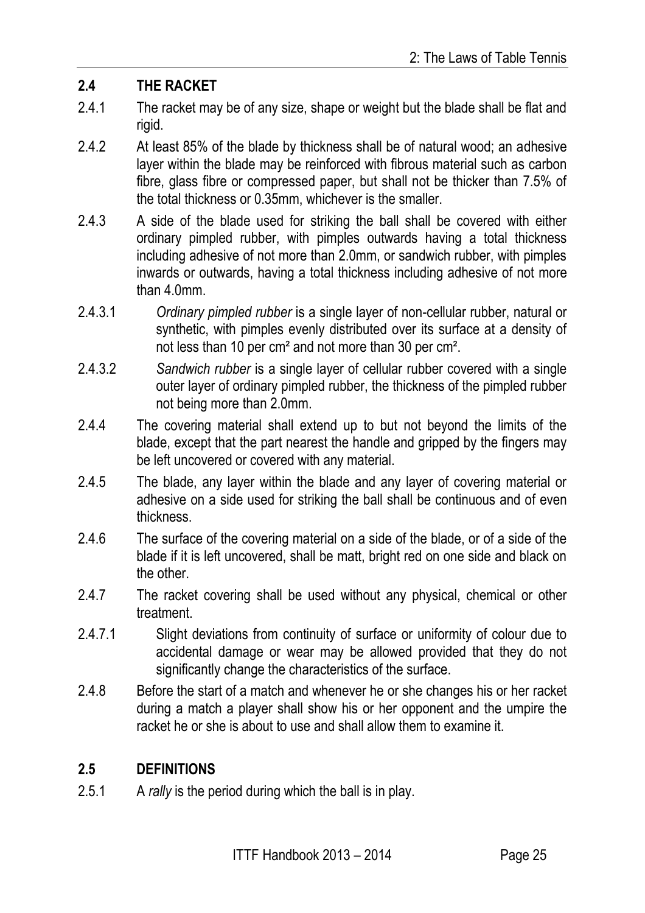## 2.4 THE RACKET

2.4.1 The racket may be of any size, shape or weight but the blade shall be flat and rigid.

2.4.2 At least 85% of the blade by thickness shall be of natural wood; an adhesive layer within the blade may be reinforced with fibrous material such as carbon fibre, glass fibre or compressed paper, but shall not be thicker than 7.5% of the total thickness or 0.35mm, whichever is the smaller.

2.4.3 A side of the blade used for striking the ball shall be covered with either ordinary pimpled rubber, with pimples outwards having a total thickness including adhesive of not more than 2.0mm, or sandwich rubber, with pimples inwards or outwards, having a total thickness including adhesive of not more than 4.0mm.

2.4.3.1 *Ordinary pimpled rubber* is a single layer of non-cellular rubber, natural or synthetic, with pimples evenly distributed over its surface at a density of not less than 10 per $cm^2$ and not more than 30 per $cm^2$.

2.4.3.2 *Sandwich rubber* is a single layer of cellular rubber covered with a single outer layer of ordinary pimpled rubber, the thickness of the pimpled rubber not being more than 2.0mm.

2.4.4 The covering material shall extend up to but not beyond the limits of the blade, except that the part nearest the handle and gripped by the fingers may be left uncovered or covered with any material.

2.4.5 The blade, any layer within the blade and any layer of covering material or adhesive on a side used for striking the ball shall be continuous and of even thickness.

2.4.6 The surface of the covering material on a side of the blade, or of a side of the blade if it is left uncovered, shall be matt, bright red on one side and black on the other.

2.4.7 The racket covering shall be used without any physical, chemical or other treatment.

2.4.7.1 Slight deviations from continuity of surface or uniformity of colour due to accidental damage or wear may be allowed provided that they do not significantly change the characteristics of the surface.

2.4.8 Before the start of a match and whenever he or she changes his or her racket during a match a player shall show his or her opponent and the umpire the racket he or she is about to use and shall allow them to examine it.

## 2.5 DEFINITIONS

2.5.1 A *rally* is the period during which the ball is in play.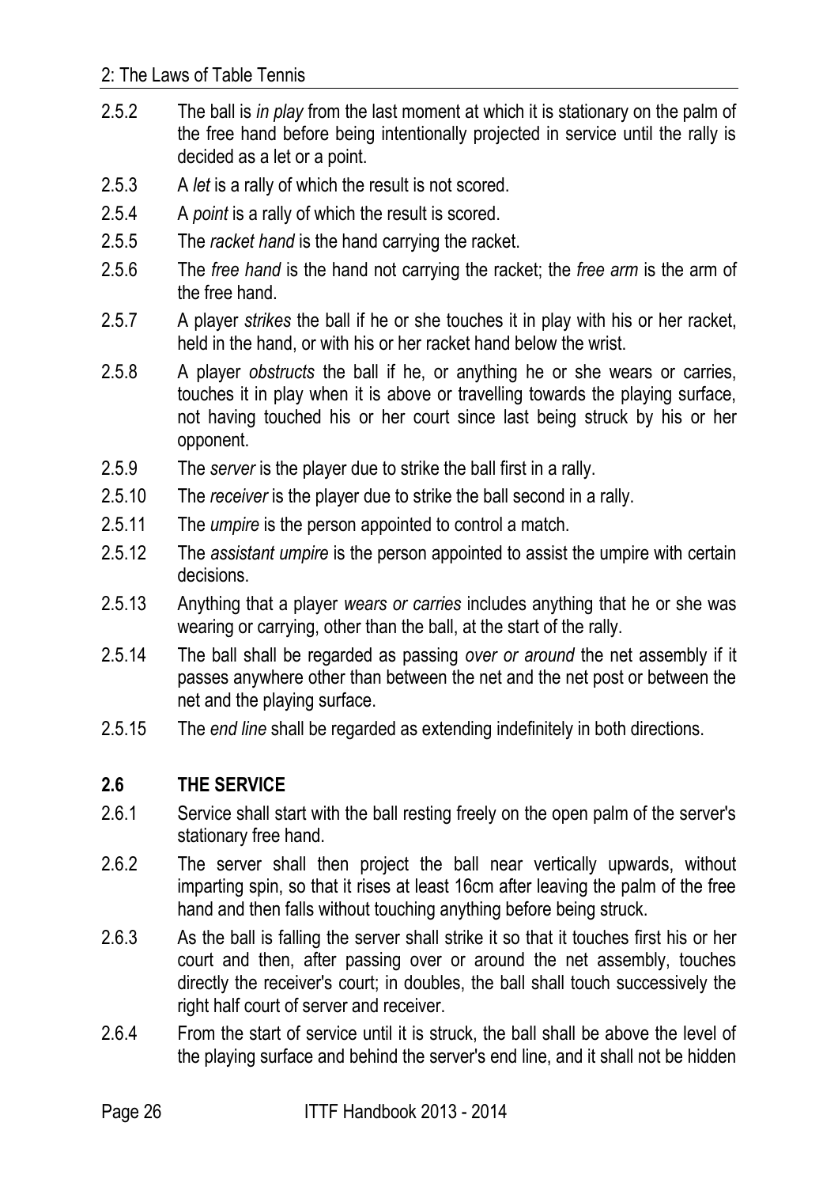2.5.2 The ball is *in play* from the last moment at which it is stationary on the palm of the free hand before being intentionally projected in service until the rally is decided as a let or a point.

2.5.3 A *let* is a rally of which the result is not scored.

2.5.4 A *point* is a rally of which the result is scored.

2.5.5 The *racket hand* is the hand carrying the racket.

2.5.6 The *free hand* is the hand not carrying the racket; the *free arm* is the arm of the free hand.

2.5.7 A player *strikes* the ball if he or she touches it in play with his or her racket, held in the hand, or with his or her racket hand below the wrist.

2.5.8 A player *obstructs* the ball if he, or anything he or she wears or carries, touches it in play when it is above or travelling towards the playing surface, not having touched his or her court since last being struck by his or her opponent.

2.5.9 The *server* is the player due to strike the ball first in a rally.

2.5.10 The *receiver* is the player due to strike the ball second in a rally.

2.5.11 The *umpire* is the person appointed to control a match.

2.5.12 The *assistant umpire* is the person appointed to assist the umpire with certain decisions.

2.5.13 Anything that a player *wears or carries* includes anything that he or she was wearing or carrying, other than the ball, at the start of the rally.

2.5.14 The ball shall be regarded as passing *over or around* the net assembly if it passes anywhere other than between the net and the net post or between the net and the playing surface.

2.5.15 The *end line* shall be regarded as extending indefinitely in both directions.

## 2.6 THE SERVICE

2.6.1 Service shall start with the ball resting freely on the open palm of the server's stationary free hand.

2.6.2 The server shall then project the ball near vertically upwards, without imparting spin, so that it rises at least 16cm after leaving the palm of the free hand and then falls without touching anything before being struck.

2.6.3 As the ball is falling the server shall strike it so that it touches first his or her court and then, after passing over or around the net assembly, touches directly the receiver's court; in doubles, the ball shall touch successively the right half court of server and receiver.

2.6.4 From the start of service until it is struck, the ball shall be above the level of the playing surface and behind the server's end line, and it shall not be hidden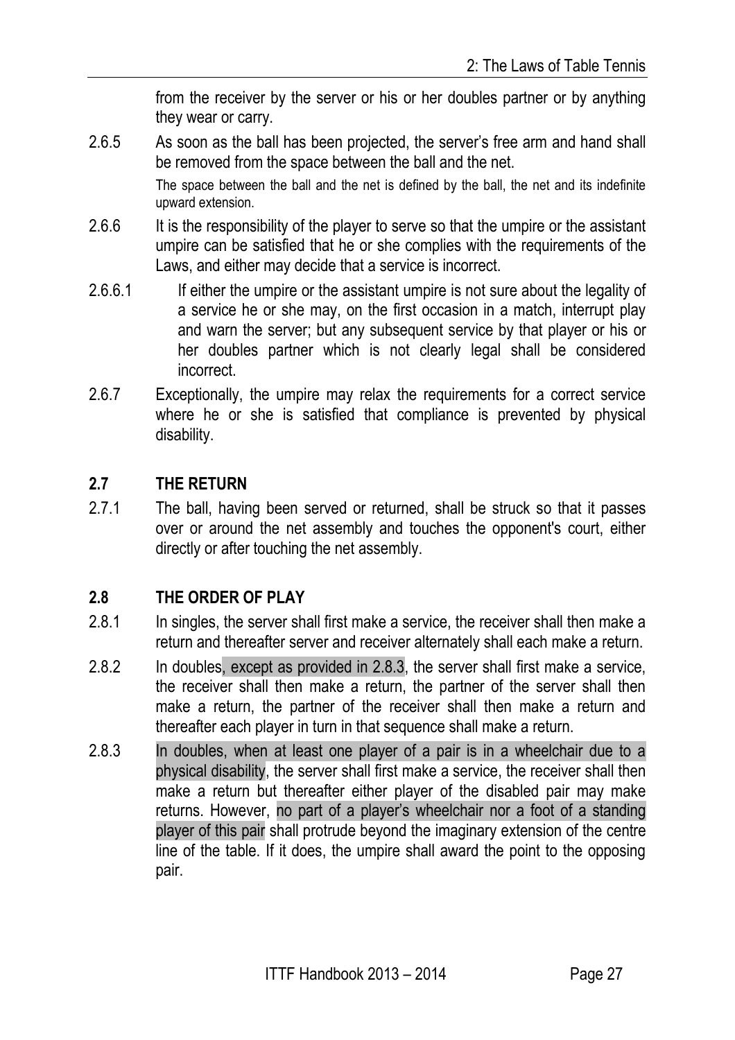from the receiver by the server or his or her doubles partner or by anything they wear or carry.

2.6.5 As soon as the ball has been projected, the server's free arm and hand shall be removed from the space between the ball and the net.

The space between the ball and the net is defined by the ball, the net and its indefinite upward extension.

2.6.6 It is the responsibility of the player to serve so that the umpire or the assistant umpire can be satisfied that he or she complies with the requirements of the Laws, and either may decide that a service is incorrect.

2.6.6.1 If either the umpire or the assistant umpire is not sure about the legality of a service he or she may, on the first occasion in a match, interrupt play and warn the server; but any subsequent service by that player or his or her doubles partner which is not clearly legal shall be considered incorrect.

2.6.7 Exceptionally, the umpire may relax the requirements for a correct service where he or she is satisfied that compliance is prevented by physical disability.

## 2.7 THE RETURN

2.7.1 The ball, having been served or returned, shall be struck so that it passes over or around the net assembly and touches the opponent's court, either directly or after touching the net assembly.

## 2.8 THE ORDER OF PLAY

2.8.1 In singles, the server shall first make a service, the receiver shall then make a return and thereafter server and receiver alternately shall each make a return.

2.8.2 In doubles, except as provided in 2.8.3, the server shall first make a service, the receiver shall then make a return, the partner of the server shall then make a return, the partner of the receiver shall then make a return and thereafter each player in turn in that sequence shall make a return.

2.8.3 In doubles, when at least one player of a pair is in a wheelchair due to a physical disability, the server shall first make a service, the receiver shall then make a return but thereafter either player of the disabled pair may make returns. However, no part of a player's wheelchair nor a foot of a standing player of this pair shall protrude beyond the imaginary extension of the centre line of the table. If it does, the umpire shall award the point to the opposing pair.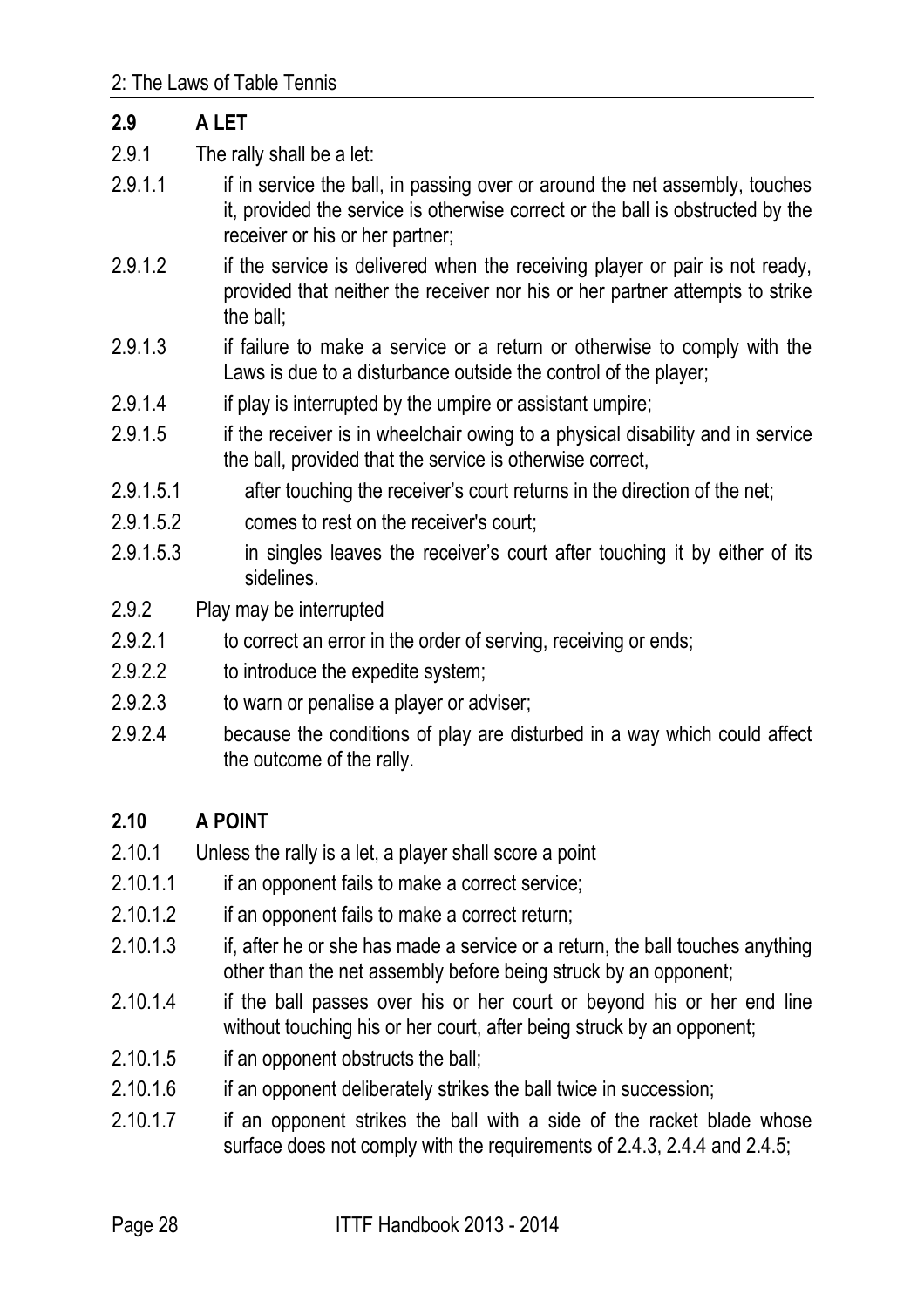## 2.9 A LET

2.9.1 The rally shall be a let:

2.9.1.1 if in service the ball, in passing over or around the net assembly, touches it, provided the service is otherwise correct or the ball is obstructed by the receiver or his or her partner;

2.9.1.2 if the service is delivered when the receiving player or pair is not ready, provided that neither the receiver nor his or her partner attempts to strike the ball;

2.9.1.3 if failure to make a service or a return or otherwise to comply with the Laws is due to a disturbance outside the control of the player;

2.9.1.4 if play is interrupted by the umpire or assistant umpire;

2.9.1.5 if the receiver is in wheelchair owing to a physical disability and in service the ball, provided that the service is otherwise correct,

2.9.1.5.1 after touching the receiver's court returns in the direction of the net;

2.9.1.5.2 comes to rest on the receiver's court;

2.9.1.5.3 in singles leaves the receiver's court after touching it by either of its sidelines.

2.9.2 Play may be interrupted

2.9.2.1 to correct an error in the order of serving, receiving or ends;

2.9.2.2 to introduce the expedite system;

2.9.2.3 to warn or penalise a player or adviser;

2.9.2.4 because the conditions of play are disturbed in a way which could affect the outcome of the rally.

## 2.10 A POINT

2.10.1 Unless the rally is a let, a player shall score a point

2.10.1.1 if an opponent fails to make a correct service;

2.10.1.2 if an opponent fails to make a correct return;

2.10.1.3 if, after he or she has made a service or a return, the ball touches anything other than the net assembly before being struck by an opponent;

2.10.1.4 if the ball passes over his or her court or beyond his or her end line without touching his or her court, after being struck by an opponent;

2.10.1.5 if an opponent obstructs the ball;

2.10.1.6 if an opponent deliberately strikes the ball twice in succession;

2.10.1.7 if an opponent strikes the ball with a side of the racket blade whose surface does not comply with the requirements of 2.4.3, 2.4.4 and 2.4.5;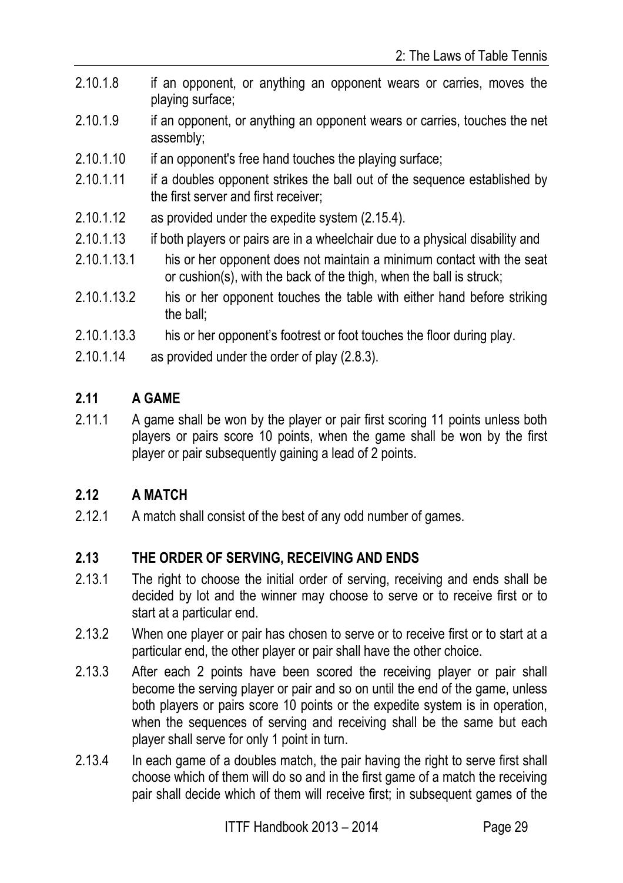2.10.1.8 if an opponent, or anything an opponent wears or carries, moves the playing surface;

2.10.1.9 if an opponent, or anything an opponent wears or carries, touches the net assembly;

2.10.1.10 if an opponent's free hand touches the playing surface;

2.10.1.11 if a doubles opponent strikes the ball out of the sequence established by the first server and first receiver;

2.10.1.12 as provided under the expedite system (2.15.4).

2.10.1.13 if both players or pairs are in a wheelchair due to a physical disability and

2.10.1.13.1 his or her opponent does not maintain a minimum contact with the seat or cushion(s), with the back of the thigh, when the ball is struck;

2.10.1.13.2 his or her opponent touches the table with either hand before striking the ball;

2.10.1.13.3 his or her opponent's footrest or foot touches the floor during play.

2.10.1.14 as provided under the order of play (2.8.3).

## 2.11 A GAME

2.11.1 A game shall be won by the player or pair first scoring 11 points unless both players or pairs score 10 points, when the game shall be won by the first player or pair subsequently gaining a lead of 2 points.

## 2.12 A MATCH

2.12.1 A match shall consist of the best of any odd number of games.

## 2.13 THE ORDER OF SERVING, RECEIVING AND ENDS

2.13.1 The right to choose the initial order of serving, receiving and ends shall be decided by lot and the winner may choose to serve or to receive first or to start at a particular end.

2.13.2 When one player or pair has chosen to serve or to receive first or to start at a particular end, the other player or pair shall have the other choice.

2.13.3 After each 2 points have been scored the receiving player or pair shall become the serving player or pair and so on until the end of the game, unless both players or pairs score 10 points or the expedite system is in operation, when the sequences of serving and receiving shall be the same but each player shall serve for only 1 point in turn.

2.13.4 In each game of a doubles match, the pair having the right to serve first shall choose which of them will do so and in the first game of a match the receiving pair shall decide which of them will receive first; in subsequent games of the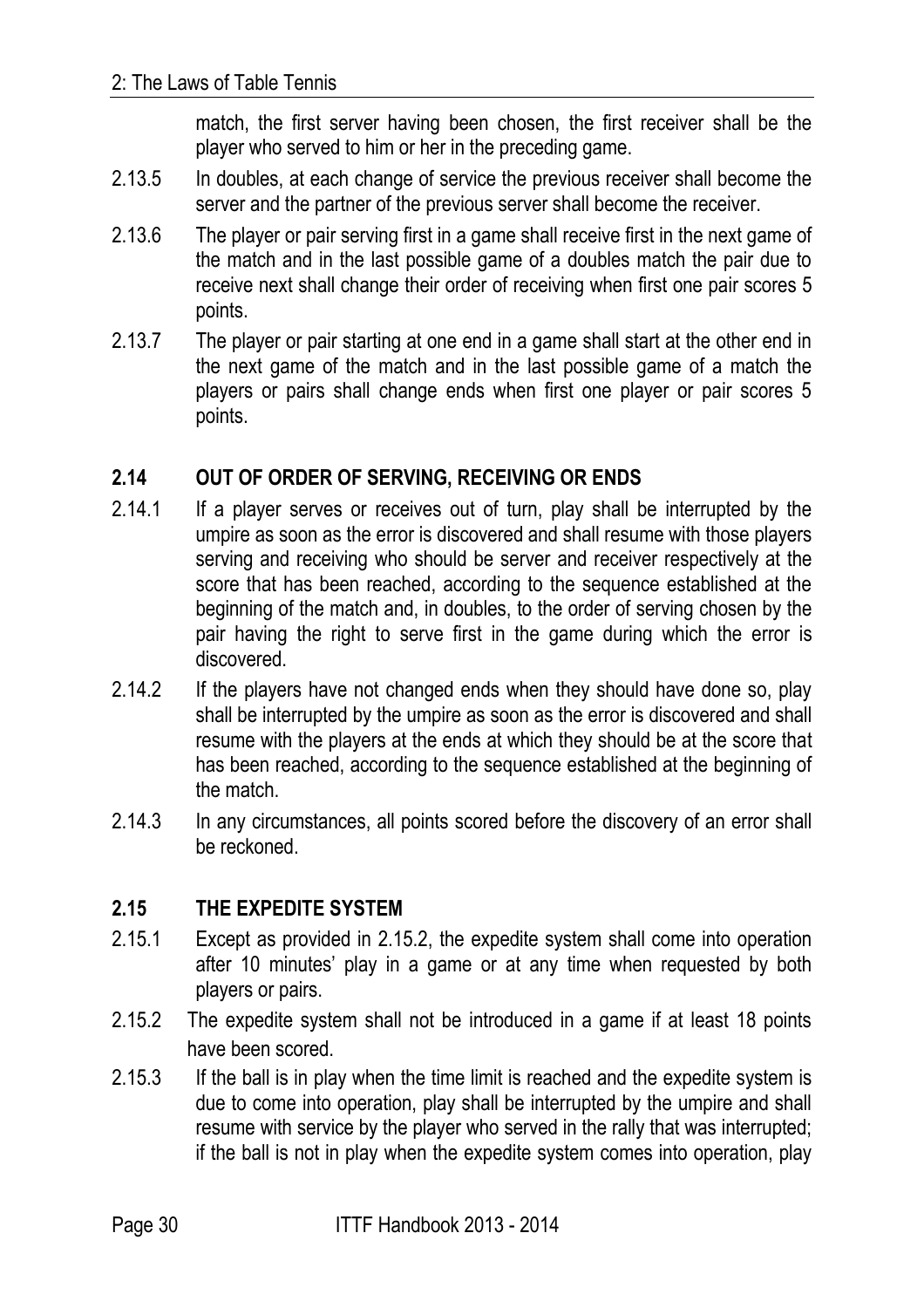match, the first server having been chosen, the first receiver shall be the player who served to him or her in the preceding game.

2.13.5 In doubles, at each change of service the previous receiver shall become the server and the partner of the previous server shall become the receiver.

2.13.6 The player or pair serving first in a game shall receive first in the next game of the match and in the last possible game of a doubles match the pair due to receive next shall change their order of receiving when first one pair scores 5 points.

2.13.7 The player or pair starting at one end in a game shall start at the other end in the next game of the match and in the last possible game of a match the players or pairs shall change ends when first one player or pair scores 5 points.

## 2.14 OUT OF ORDER OF SERVING, RECEIVING OR ENDS

2.14.1 If a player serves or receives out of turn, play shall be interrupted by the umpire as soon as the error is discovered and shall resume with those players serving and receiving who should be server and receiver respectively at the score that has been reached, according to the sequence established at the beginning of the match and, in doubles, to the order of serving chosen by the pair having the right to serve first in the game during which the error is discovered.

2.14.2 If the players have not changed ends when they should have done so, play shall be interrupted by the umpire as soon as the error is discovered and shall resume with the players at the ends at which they should be at the score that has been reached, according to the sequence established at the beginning of the match.

2.14.3 In any circumstances, all points scored before the discovery of an error shall be reckoned.

## 2.15 THE EXPEDITE SYSTEM

2.15.1 Except as provided in 2.15.2, the expedite system shall come into operation after 10 minutes' play in a game or at any time when requested by both players or pairs.

2.15.2 The expedite system shall not be introduced in a game if at least 18 points have been scored.

2.15.3 If the ball is in play when the time limit is reached and the expedite system is due to come into operation, play shall be interrupted by the umpire and shall resume with service by the player who served in the rally that was interrupted; if the ball is not in play when the expedite system comes into operation, play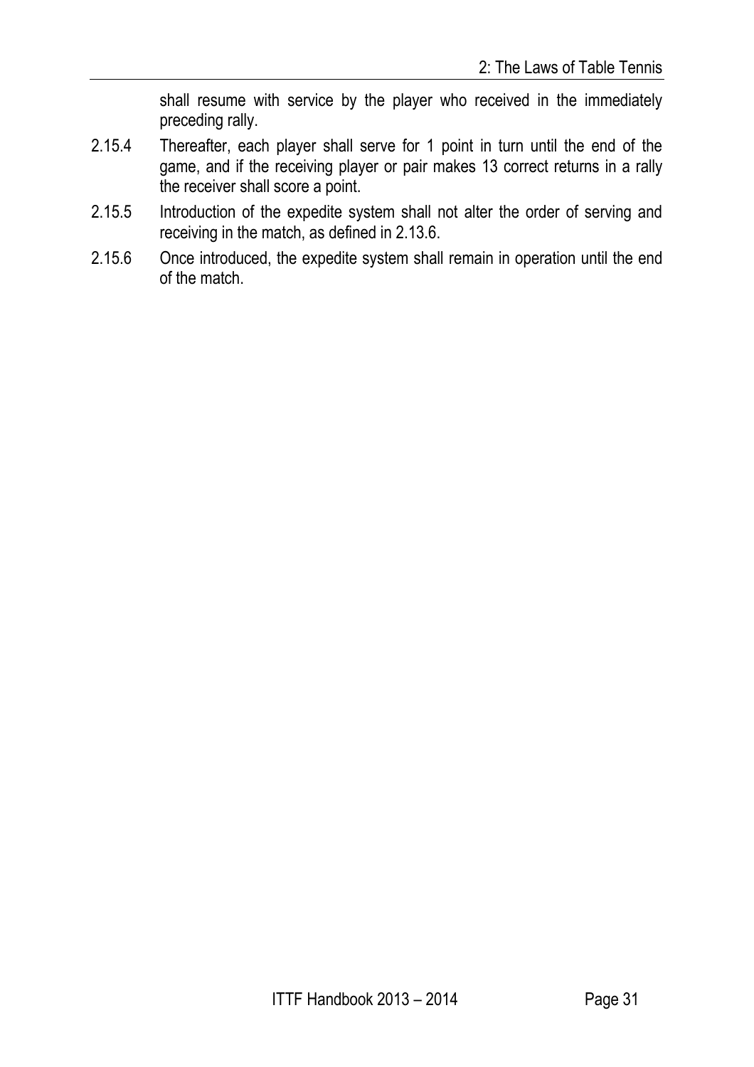shall resume with service by the player who received in the immediately preceding rally.

2.15.4 Thereafter, each player shall serve for 1 point in turn until the end of the game, and if the receiving player or pair makes 13 correct returns in a rally the receiver shall score a point.

2.15.5 Introduction of the expedite system shall not alter the order of serving and receiving in the match, as defined in 2.13.6.

2.15.6 Once introduced, the expedite system shall remain in operation until the end of the match.